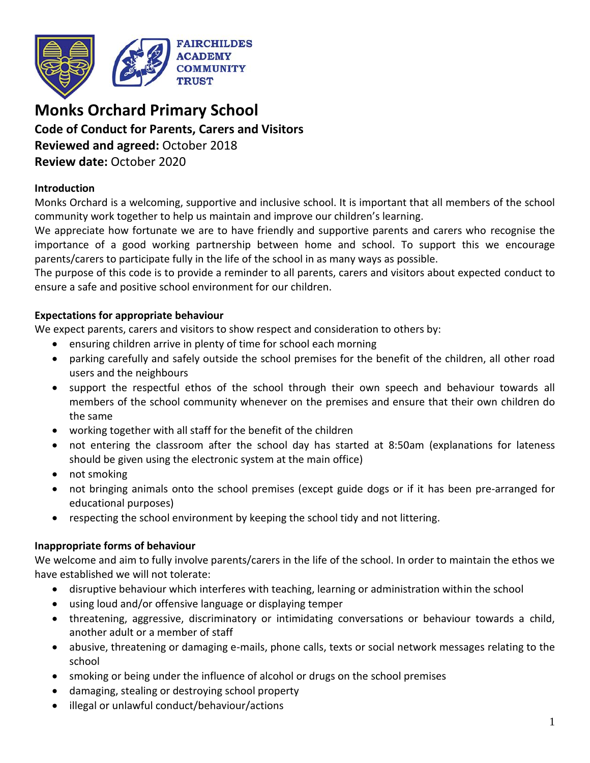FAIRCHILDES ACADEMY COMMUNITY TRUST

# Monks Orchard Primary School

**Code of Conduct for Parents, Carers and Visitors**

**Reviewed and agreed:** October 2018

**Review date:** October 2020

**Introduction**

Monks Orchard is a welcoming, supportive and inclusive school. It is important that all members of the school community work together to help us maintain and improve our children's learning.

We appreciate how fortunate we are to have friendly and supportive parents and carers who recognise the importance of a good working partnership between home and school. To support this we encourage parents/carers to participate fully in the life of the school in as many ways as possible.

The purpose of this code is to provide a reminder to all parents, carers and visitors about expected conduct to ensure a safe and positive school environment for our children.

**Expectations for appropriate behaviour**

We expect parents, carers and visitors to show respect and consideration to others by:

- ensuring children arrive in plenty of time for school each morning
- parking carefully and safely outside the school premises for the benefit of the children, all other road users and the neighbours
- support the respectful ethos of the school through their own speech and behaviour towards all members of the school community whenever on the premises and ensure that their own children do the same
- working together with all staff for the benefit of the children
- not entering the classroom after the school day has started at 8:50am (explanations for lateness should be given using the electronic system at the main office)
- not smoking
- not bringing animals onto the school premises (except guide dogs or if it has been pre-arranged for educational purposes)
- respecting the school environment by keeping the school tidy and not littering.

**Inappropriate forms of behaviour**

We welcome and aim to fully involve parents/carers in the life of the school. In order to maintain the ethos we have established we will not tolerate:

- disruptive behaviour which interferes with teaching, learning or administration within the school
- using loud and/or offensive language or displaying temper
- threatening, aggressive, discriminatory or intimidating conversations or behaviour towards a child, another adult or a member of staff
- abusive, threatening or damaging e-mails, phone calls, texts or social network messages relating to the school
- smoking or being under the influence of alcohol or drugs on the school premises
- damaging, stealing or destroying school property
- illegal or unlawful conduct/behaviour/actions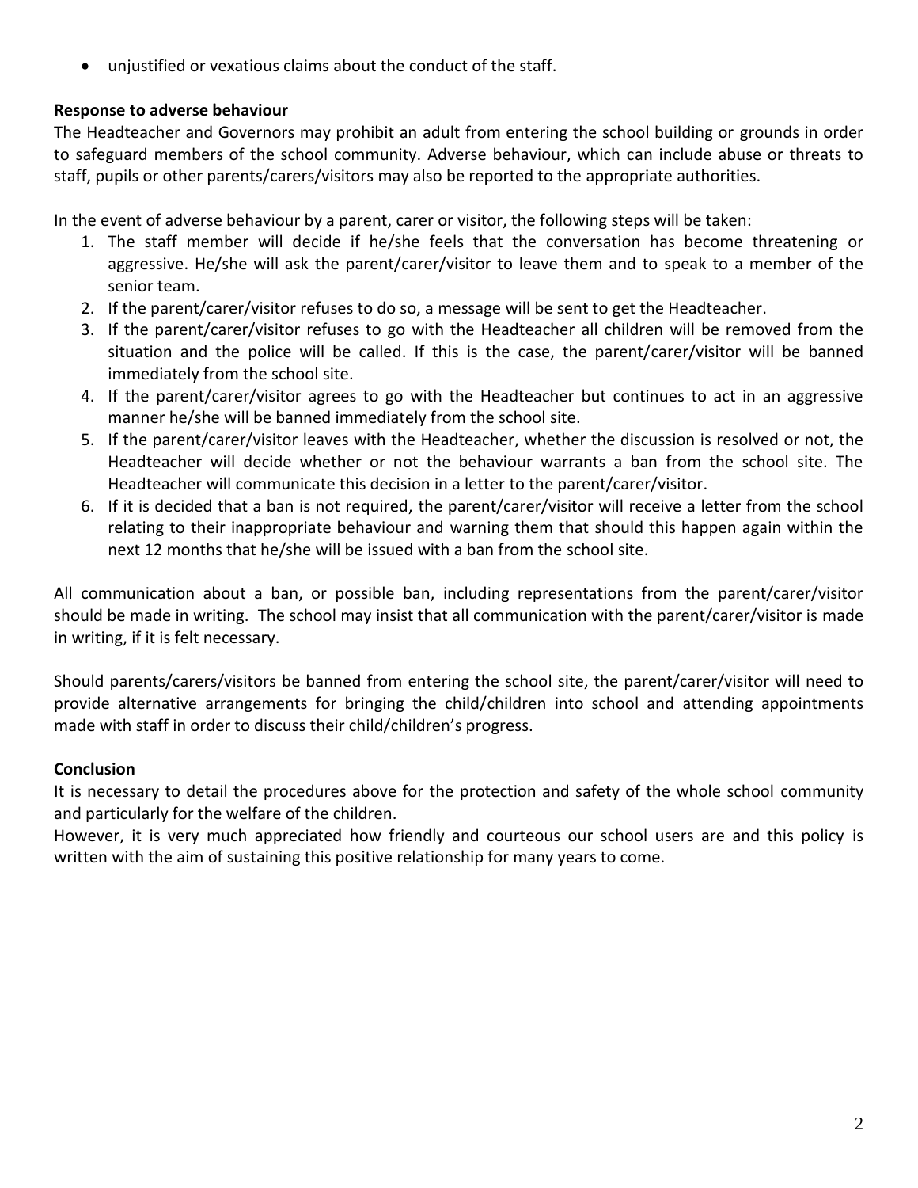- unjustified or vexatious claims about the conduct of the staff.

**Response to adverse behaviour**

The Headteacher and Governors may prohibit an adult from entering the school building or grounds in order to safeguard members of the school community. Adverse behaviour, which can include abuse or threats to staff, pupils or other parents/carers/visitors may also be reported to the appropriate authorities.

In the event of adverse behaviour by a parent, carer or visitor, the following steps will be taken:

1. The staff member will decide if he/she feels that the conversation has become threatening or aggressive. He/she will ask the parent/carer/visitor to leave them and to speak to a member of the senior team.
2. If the parent/carer/visitor refuses to do so, a message will be sent to get the Headteacher.
3. If the parent/carer/visitor refuses to go with the Headteacher all children will be removed from the situation and the police will be called. If this is the case, the parent/carer/visitor will be banned immediately from the school site.
4. If the parent/carer/visitor agrees to go with the Headteacher but continues to act in an aggressive manner he/she will be banned immediately from the school site.
5. If the parent/carer/visitor leaves with the Headteacher, whether the discussion is resolved or not, the Headteacher will decide whether or not the behaviour warrants a ban from the school site. The Headteacher will communicate this decision in a letter to the parent/carer/visitor.
6. If it is decided that a ban is not required, the parent/carer/visitor will receive a letter from the school relating to their inappropriate behaviour and warning them that should this happen again within the next 12 months that he/she will be issued with a ban from the school site.

All communication about a ban, or possible ban, including representations from the parent/carer/visitor should be made in writing. The school may insist that all communication with the parent/carer/visitor is made in writing, if it is felt necessary.

Should parents/carers/visitors be banned from entering the school site, the parent/carer/visitor will need to provide alternative arrangements for bringing the child/children into school and attending appointments made with staff in order to discuss their child/children's progress.

**Conclusion**

It is necessary to detail the procedures above for the protection and safety of the whole school community and particularly for the welfare of the children.

However, it is very much appreciated how friendly and courteous our school users are and this policy is written with the aim of sustaining this positive relationship for many years to come.